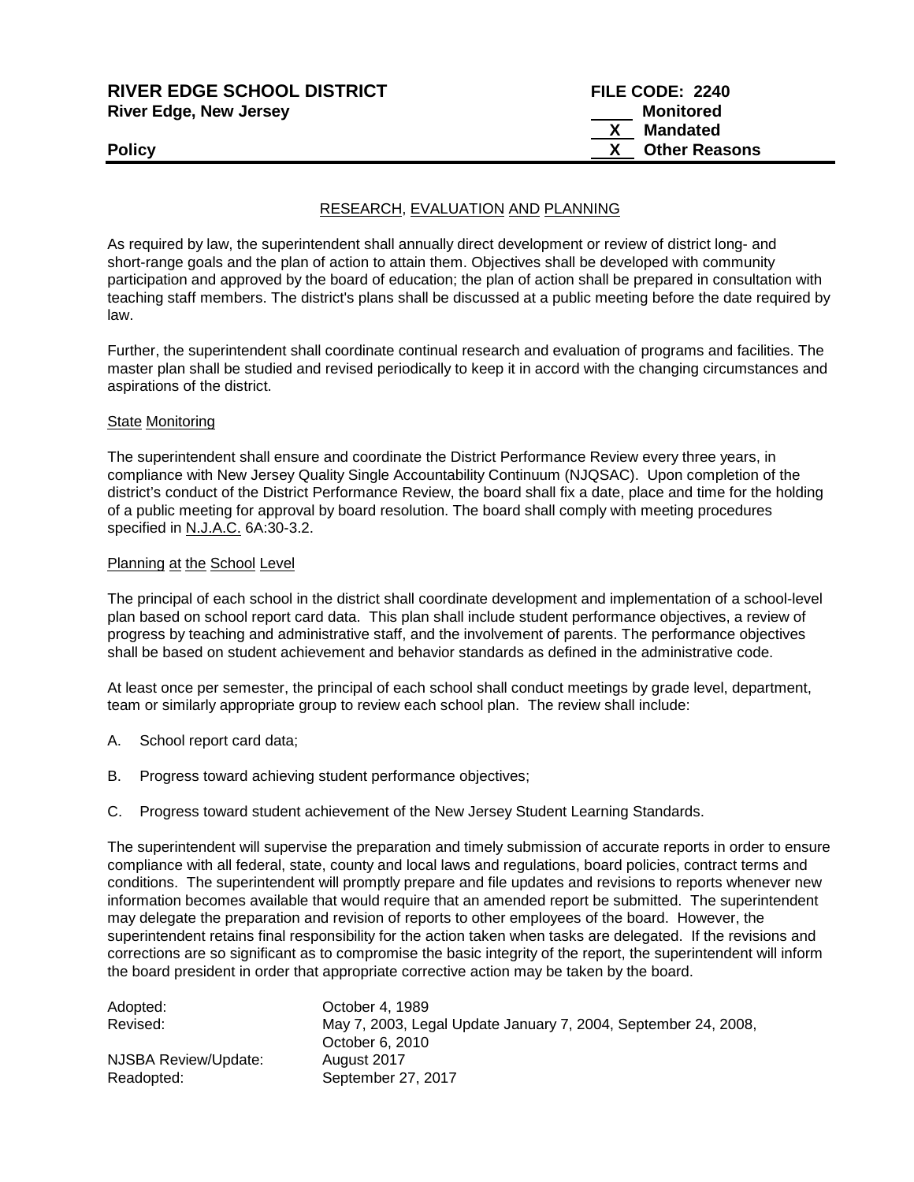**RIVER EDGE SCHOOL DISTRICT** | **FILE CODE: 2240**
**River Edge, New Jersey**

| | |
|---|---|
| ____ | **Monitored** |
| __X__ | **Mandated** |
| __X__ | **Other Reasons** |

**Policy**

## RESEARCH, EVALUATION AND PLANNING

As required by law, the superintendent shall annually direct development or review of district long- and short-range goals and the plan of action to attain them. Objectives shall be developed with community participation and approved by the board of education; the plan of action shall be prepared in consultation with teaching staff members. The district's plans shall be discussed at a public meeting before the date required by law.

Further, the superintendent shall coordinate continual research and evaluation of programs and facilities. The master plan shall be studied and revised periodically to keep it in accord with the changing circumstances and aspirations of the district.

### State Monitoring

The superintendent shall ensure and coordinate the District Performance Review every three years, in compliance with New Jersey Quality Single Accountability Continuum (NJQSAC). Upon completion of the district's conduct of the District Performance Review, the board shall fix a date, place and time for the holding of a public meeting for approval by board resolution. The board shall comply with meeting procedures specified in N.J.A.C. 6A:30-3.2.

### Planning at the School Level

The principal of each school in the district shall coordinate development and implementation of a school-level plan based on school report card data. This plan shall include student performance objectives, a review of progress by teaching and administrative staff, and the involvement of parents. The performance objectives shall be based on student achievement and behavior standards as defined in the administrative code.

At least once per semester, the principal of each school shall conduct meetings by grade level, department, team or similarly appropriate group to review each school plan. The review shall include:

A. School report card data;

B. Progress toward achieving student performance objectives;

C. Progress toward student achievement of the New Jersey Student Learning Standards.

The superintendent will supervise the preparation and timely submission of accurate reports in order to ensure compliance with all federal, state, county and local laws and regulations, board policies, contract terms and conditions. The superintendent will promptly prepare and file updates and revisions to reports whenever new information becomes available that would require that an amended report be submitted. The superintendent may delegate the preparation and revision of reports to other employees of the board. However, the superintendent retains final responsibility for the action taken when tasks are delegated. If the revisions and corrections are so significant as to compromise the basic integrity of the report, the superintendent will inform the board president in order that appropriate corrective action may be taken by the board.

| | |
|---|---|
| Adopted: | October 4, 1989 |
| Revised: | May 7, 2003, Legal Update January 7, 2004, September 24, 2008, October 6, 2010 |
| NJSBA Review/Update: | August 2017 |
| Readopted: | September 27, 2017 |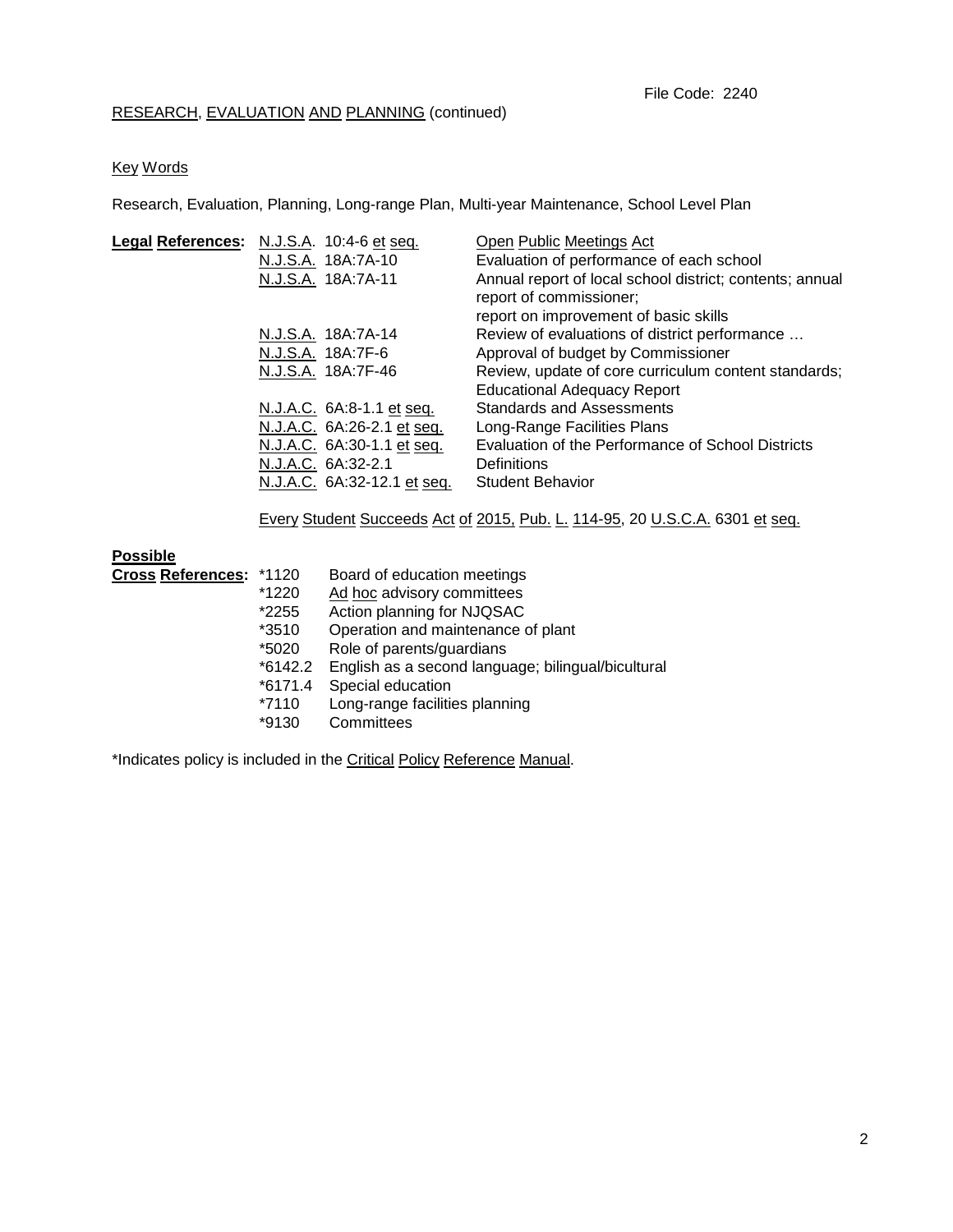File Code: 2240

RESEARCH, EVALUATION AND PLANNING (continued)

Key Words

Research, Evaluation, Planning, Long-range Plan, Multi-year Maintenance, School Level Plan

**Legal References:**

| | |
|---|---|
| N.J.S.A. 10:4-6 et seq. | Open Public Meetings Act |
| N.J.S.A. 18A:7A-10 | Evaluation of performance of each school |
| N.J.S.A. 18A:7A-11 | Annual report of local school district; contents; annual report of commissioner; report on improvement of basic skills |
| N.J.S.A. 18A:7A-14 | Review of evaluations of district performance … |
| N.J.S.A. 18A:7F-6 | Approval of budget by Commissioner |
| N.J.S.A. 18A:7F-46 | Review, update of core curriculum content standards; Educational Adequacy Report |
| N.J.A.C. 6A:8-1.1 et seq. | Standards and Assessments |
| N.J.A.C. 6A:26-2.1 et seq. | Long-Range Facilities Plans |
| N.J.A.C. 6A:30-1.1 et seq. | Evaluation of the Performance of School Districts |
| N.J.A.C. 6A:32-2.1 | Definitions |
| N.J.A.C. 6A:32-12.1 et seq. | Student Behavior |

Every Student Succeeds Act of 2015, Pub. L. 114-95, 20 U.S.C.A. 6301 et seq.

**Possible Cross References:**

| | |
|---|---|
| *1120 | Board of education meetings |
| *1220 | Ad hoc advisory committees |
| *2255 | Action planning for NJQSAC |
| *3510 | Operation and maintenance of plant |
| *5020 | Role of parents/guardians |
| *6142.2 | English as a second language; bilingual/bicultural |
| *6171.4 | Special education |
| *7110 | Long-range facilities planning |
| *9130 | Committees |

*Indicates policy is included in the Critical Policy Reference Manual.